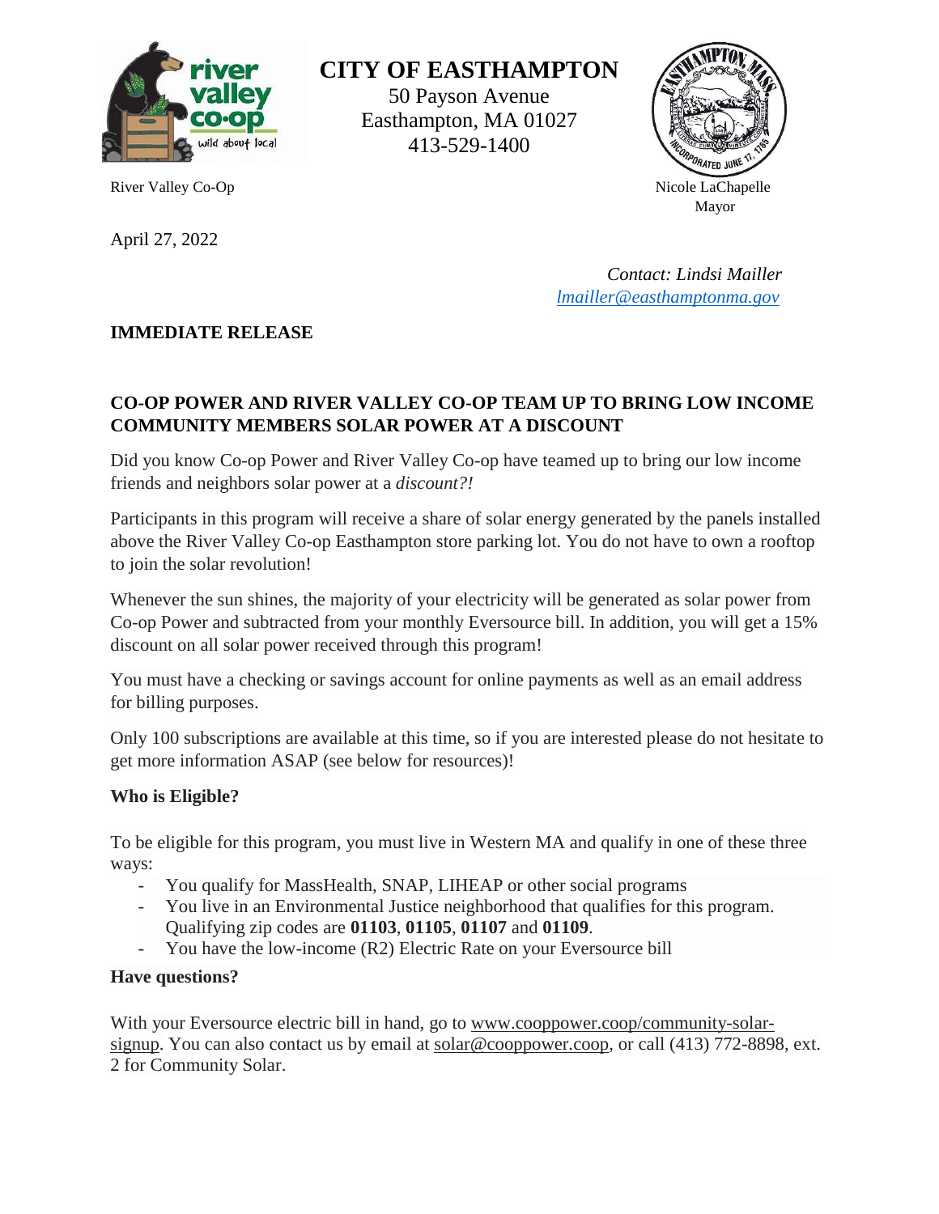River Valley Co-Op

# CITY OF EASTHAMPTON

50 Payson Avenue
Easthampton, MA 01027
413-529-1400

Nicole LaChapelle
Mayor

April 27, 2022

*Contact: Lindsi Mailler*
*lmailler@easthamptonma.gov*

**IMMEDIATE RELEASE**

## CO-OP POWER AND RIVER VALLEY CO-OP TEAM UP TO BRING LOW INCOME COMMUNITY MEMBERS SOLAR POWER AT A DISCOUNT

Did you know Co-op Power and River Valley Co-op have teamed up to bring our low income friends and neighbors solar power at a *discount?!*

Participants in this program will receive a share of solar energy generated by the panels installed above the River Valley Co-op Easthampton store parking lot. You do not have to own a rooftop to join the solar revolution!

Whenever the sun shines, the majority of your electricity will be generated as solar power from Co-op Power and subtracted from your monthly Eversource bill. In addition, you will get a 15% discount on all solar power received through this program!

You must have a checking or savings account for online payments as well as an email address for billing purposes.

Only 100 subscriptions are available at this time, so if you are interested please do not hesitate to get more information ASAP (see below for resources)!

### Who is Eligible?

To be eligible for this program, you must live in Western MA and qualify in one of these three ways:

- You qualify for MassHealth, SNAP, LIHEAP or other social programs
- You live in an Environmental Justice neighborhood that qualifies for this program. Qualifying zip codes are **01103**, **01105**, **01107** and **01109**.
- You have the low-income (R2) Electric Rate on your Eversource bill

### Have questions?

With your Eversource electric bill in hand, go to www.cooppower.coop/community-solar-signup. You can also contact us by email at solar@cooppower.coop, or call (413) 772-8898, ext. 2 for Community Solar.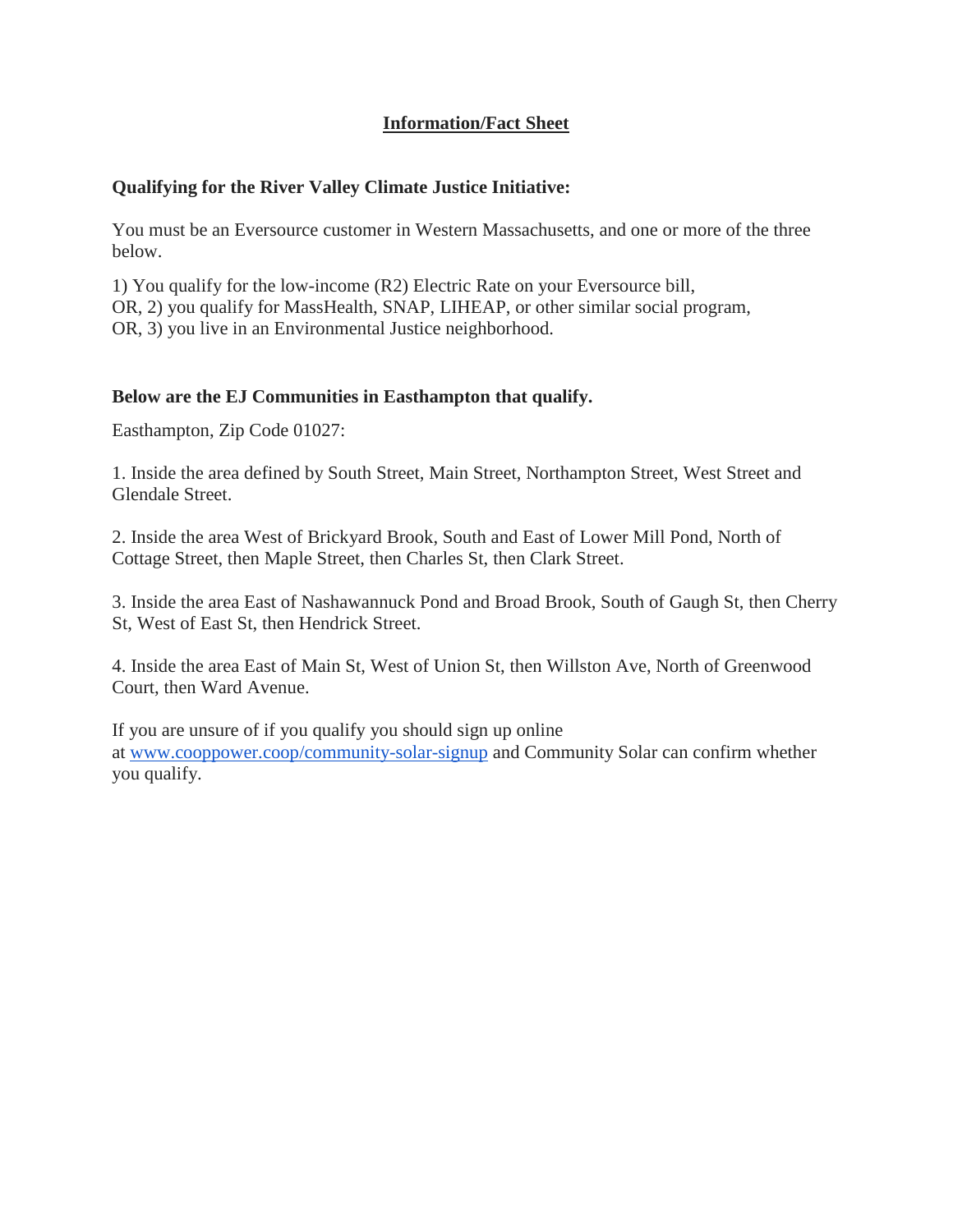## Information/Fact Sheet

**Qualifying for the River Valley Climate Justice Initiative:**

You must be an Eversource customer in Western Massachusetts, and one or more of the three below.

1) You qualify for the low-income (R2) Electric Rate on your Eversource bill,
OR, 2) you qualify for MassHealth, SNAP, LIHEAP, or other similar social program,
OR, 3) you live in an Environmental Justice neighborhood.

**Below are the EJ Communities in Easthampton that qualify.**

Easthampton, Zip Code 01027:

1. Inside the area defined by South Street, Main Street, Northampton Street, West Street and Glendale Street.

2. Inside the area West of Brickyard Brook, South and East of Lower Mill Pond, North of Cottage Street, then Maple Street, then Charles St, then Clark Street.

3. Inside the area East of Nashawannuck Pond and Broad Brook, South of Gaugh St, then Cherry St, West of East St, then Hendrick Street.

4. Inside the area East of Main St, West of Union St, then Willston Ave, North of Greenwood Court, then Ward Avenue.

If you are unsure of if you qualify you should sign up online at [www.cooppower.coop/community-solar-signup](http://www.cooppower.coop/community-solar-signup) and Community Solar can confirm whether you qualify.